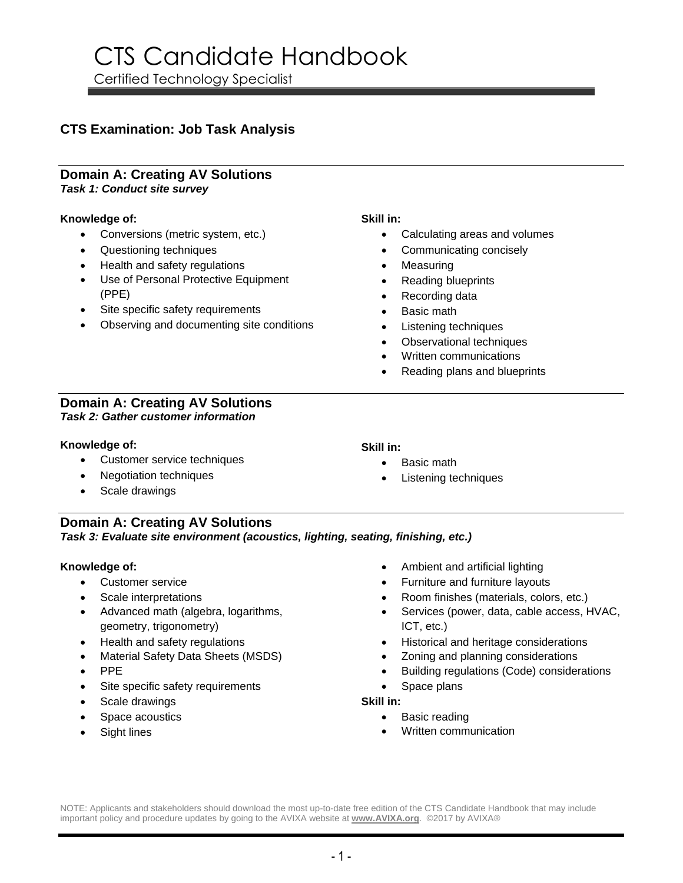# CTS Candidate Handbook

Certified Technology Specialist

## CTS Examination: Job Task Analysis

### Domain A: Creating AV Solutions

***Task 1: Conduct site survey***

**Knowledge of:**

- Conversions (metric system, etc.)
- Questioning techniques
- Health and safety regulations
- Use of Personal Protective Equipment (PPE)
- Site specific safety requirements
- Observing and documenting site conditions

**Skill in:**

- Calculating areas and volumes
- Communicating concisely
- Measuring
- Reading blueprints
- Recording data
- Basic math
- Listening techniques
- Observational techniques
- Written communications
- Reading plans and blueprints

### Domain A: Creating AV Solutions

***Task 2: Gather customer information***

**Knowledge of:**

- Customer service techniques
- Negotiation techniques
- Scale drawings

**Skill in:**

- Basic math
- Listening techniques

### Domain A: Creating AV Solutions

***Task 3: Evaluate site environment (acoustics, lighting, seating, finishing, etc.)***

**Knowledge of:**

- Customer service
- Scale interpretations
- Advanced math (algebra, logarithms, geometry, trigonometry)
- Health and safety regulations
- Material Safety Data Sheets (MSDS)
- PPE
- Site specific safety requirements
- Scale drawings
- Space acoustics
- Sight lines
- Ambient and artificial lighting
- Furniture and furniture layouts
- Room finishes (materials, colors, etc.)
- Services (power, data, cable access, HVAC, ICT, etc.)
- Historical and heritage considerations
- Zoning and planning considerations
- Building regulations (Code) considerations
- Space plans

**Skill in:**

- Basic reading
- Written communication

NOTE: Applicants and stakeholders should download the most up-to-date free edition of the CTS Candidate Handbook that may include important policy and procedure updates by going to the AVIXA website at **www.AVIXA.org**. ©2017 by AVIXA®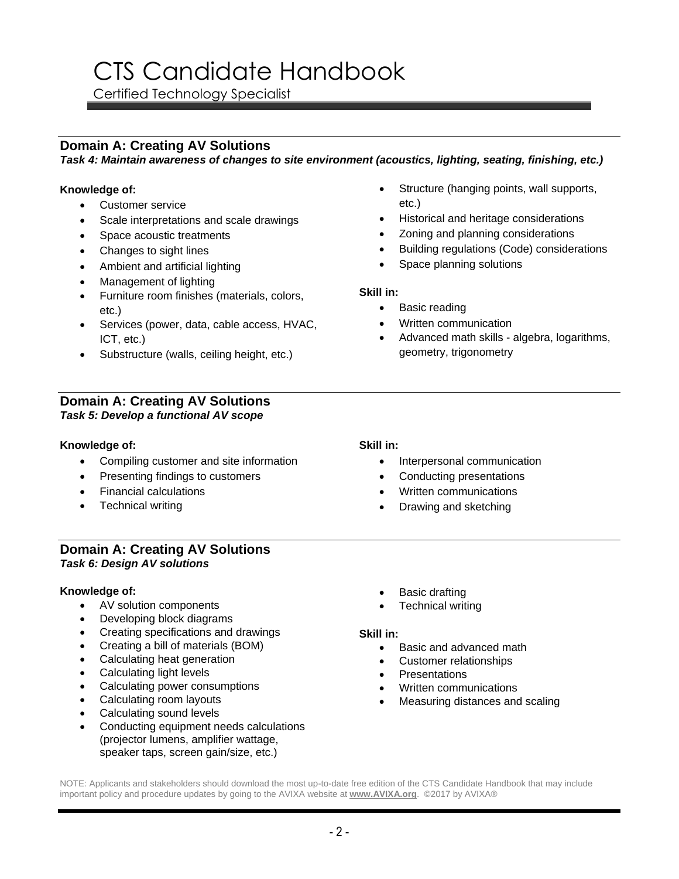## Domain A: Creating AV Solutions

***Task 4: Maintain awareness of changes to site environment (acoustics, lighting, seating, finishing, etc.)***

**Knowledge of:**

- Customer service
- Scale interpretations and scale drawings
- Space acoustic treatments
- Changes to sight lines
- Ambient and artificial lighting
- Management of lighting
- Furniture room finishes (materials, colors, etc.)
- Services (power, data, cable access, HVAC, ICT, etc.)
- Substructure (walls, ceiling height, etc.)
- Structure (hanging points, wall supports, etc.)
- Historical and heritage considerations
- Zoning and planning considerations
- Building regulations (Code) considerations
- Space planning solutions

**Skill in:**

- Basic reading
- Written communication
- Advanced math skills - algebra, logarithms, geometry, trigonometry

## Domain A: Creating AV Solutions

***Task 5: Develop a functional AV scope***

**Knowledge of:**

- Compiling customer and site information
- Presenting findings to customers
- Financial calculations
- Technical writing

**Skill in:**

- Interpersonal communication
- Conducting presentations
- Written communications
- Drawing and sketching

## Domain A: Creating AV Solutions

***Task 6: Design AV solutions***

**Knowledge of:**

- AV solution components
- Developing block diagrams
- Creating specifications and drawings
- Creating a bill of materials (BOM)
- Calculating heat generation
- Calculating light levels
- Calculating power consumptions
- Calculating room layouts
- Calculating sound levels
- Conducting equipment needs calculations (projector lumens, amplifier wattage, speaker taps, screen gain/size, etc.)
- Basic drafting
- Technical writing

**Skill in:**

- Basic and advanced math
- Customer relationships
- Presentations
- Written communications
- Measuring distances and scaling

NOTE: Applicants and stakeholders should download the most up-to-date free edition of the CTS Candidate Handbook that may include important policy and procedure updates by going to the AVIXA website at **www.AVIXA.org**. ©2017 by AVIXA®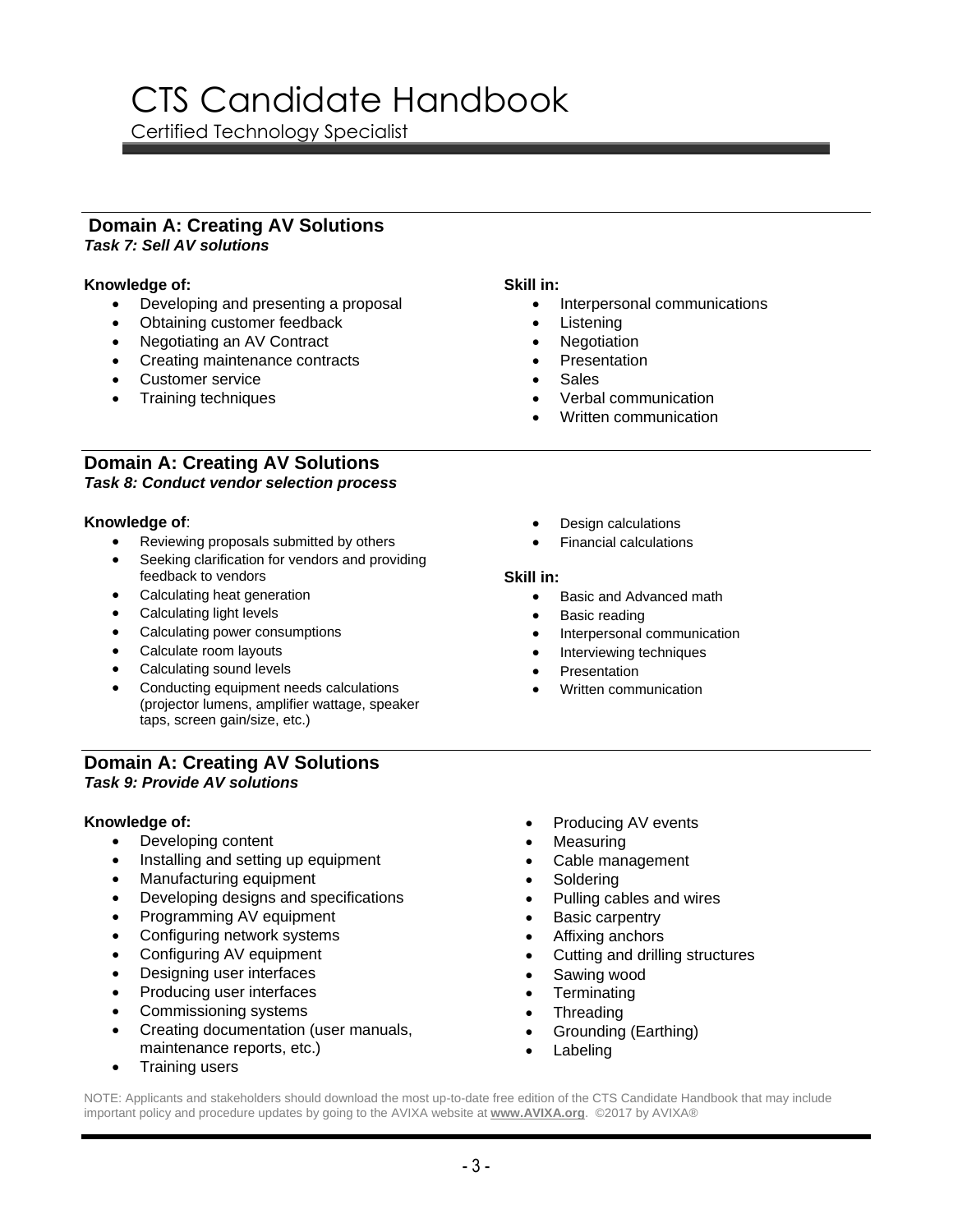## Domain A: Creating AV Solutions

### *Task 7: Sell AV solutions*

**Knowledge of:**

- Developing and presenting a proposal
- Obtaining customer feedback
- Negotiating an AV Contract
- Creating maintenance contracts
- Customer service
- Training techniques

**Skill in:**

- Interpersonal communications
- Listening
- Negotiation
- Presentation
- Sales
- Verbal communication
- Written communication

## Domain A: Creating AV Solutions

### *Task 8: Conduct vendor selection process*

**Knowledge of**:

- Reviewing proposals submitted by others
- Seeking clarification for vendors and providing feedback to vendors
- Calculating heat generation
- Calculating light levels
- Calculating power consumptions
- Calculate room layouts
- Calculating sound levels
- Conducting equipment needs calculations (projector lumens, amplifier wattage, speaker taps, screen gain/size, etc.)
- Design calculations
- Financial calculations

**Skill in:**

- Basic and Advanced math
- Basic reading
- Interpersonal communication
- Interviewing techniques
- Presentation
- Written communication

## Domain A: Creating AV Solutions

### *Task 9: Provide AV solutions*

**Knowledge of:**

- Developing content
- Installing and setting up equipment
- Manufacturing equipment
- Developing designs and specifications
- Programming AV equipment
- Configuring network systems
- Configuring AV equipment
- Designing user interfaces
- Producing user interfaces
- Commissioning systems
- Creating documentation (user manuals, maintenance reports, etc.)
- Training users
- Producing AV events
- Measuring
- Cable management
- Soldering
- Pulling cables and wires
- Basic carpentry
- Affixing anchors
- Cutting and drilling structures
- Sawing wood
- Terminating
- Threading
- Grounding (Earthing)
- Labeling

NOTE: Applicants and stakeholders should download the most up-to-date free edition of the CTS Candidate Handbook that may include important policy and procedure updates by going to the AVIXA website at **www.AVIXA.org**. ©2017 by AVIXA®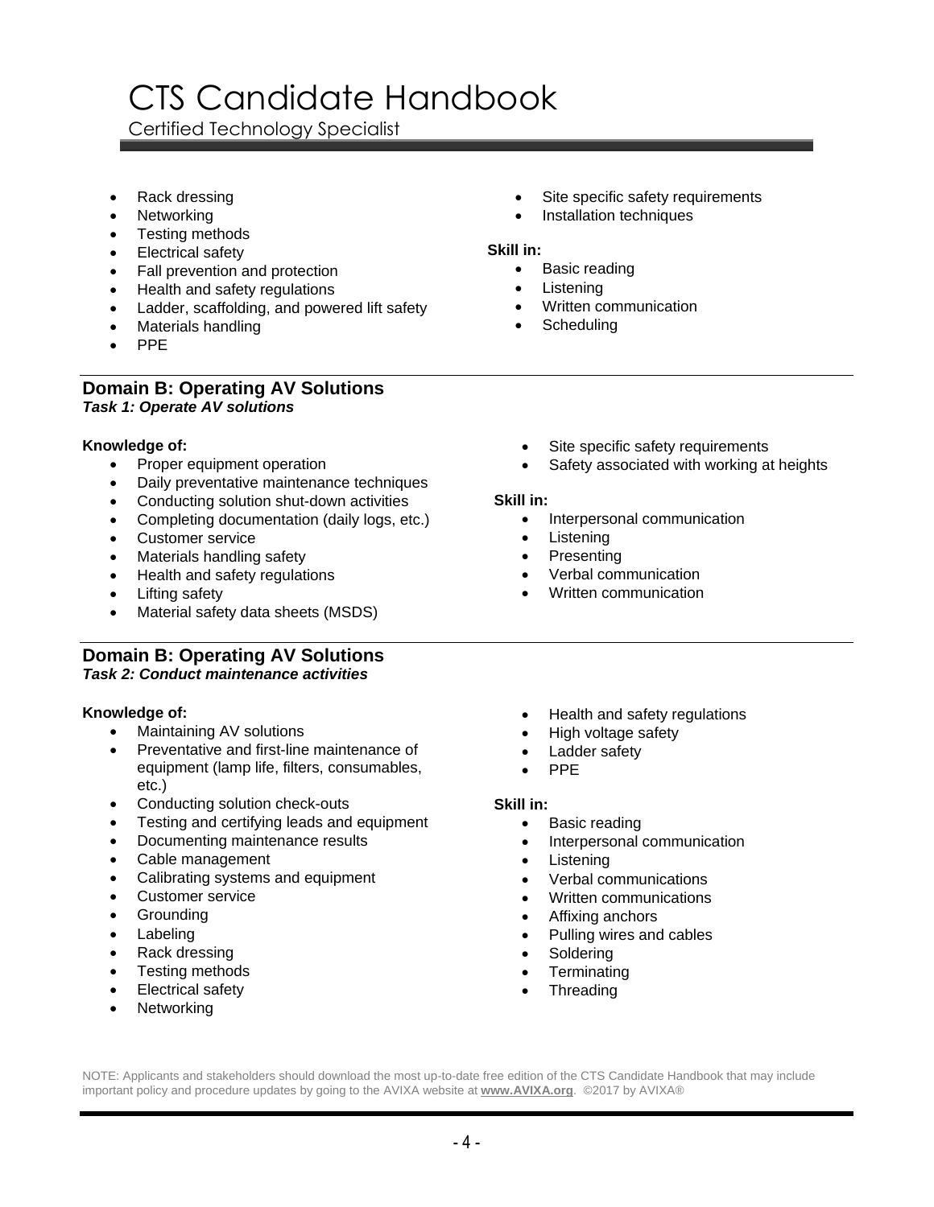- Rack dressing
- Networking
- Testing methods
- Electrical safety
- Fall prevention and protection
- Health and safety regulations
- Ladder, scaffolding, and powered lift safety
- Materials handling
- PPE
- Site specific safety requirements
- Installation techniques

**Skill in:**

- Basic reading
- Listening
- Written communication
- Scheduling

## Domain B: Operating AV Solutions

***Task 1: Operate AV solutions***

**Knowledge of:**

- Proper equipment operation
- Daily preventative maintenance techniques
- Conducting solution shut-down activities
- Completing documentation (daily logs, etc.)
- Customer service
- Materials handling safety
- Health and safety regulations
- Lifting safety
- Material safety data sheets (MSDS)
- Site specific safety requirements
- Safety associated with working at heights

**Skill in:**

- Interpersonal communication
- Listening
- Presenting
- Verbal communication
- Written communication

## Domain B: Operating AV Solutions

***Task 2: Conduct maintenance activities***

**Knowledge of:**

- Maintaining AV solutions
- Preventative and first-line maintenance of equipment (lamp life, filters, consumables, etc.)
- Conducting solution check-outs
- Testing and certifying leads and equipment
- Documenting maintenance results
- Cable management
- Calibrating systems and equipment
- Customer service
- Grounding
- Labeling
- Rack dressing
- Testing methods
- Electrical safety
- Networking
- Health and safety regulations
- High voltage safety
- Ladder safety
- PPE

**Skill in:**

- Basic reading
- Interpersonal communication
- Listening
- Verbal communications
- Written communications
- Affixing anchors
- Pulling wires and cables
- Soldering
- Terminating
- Threading

NOTE: Applicants and stakeholders should download the most up-to-date free edition of the CTS Candidate Handbook that may include important policy and procedure updates by going to the AVIXA website at **www.AVIXA.org**. ©2017 by AVIXA®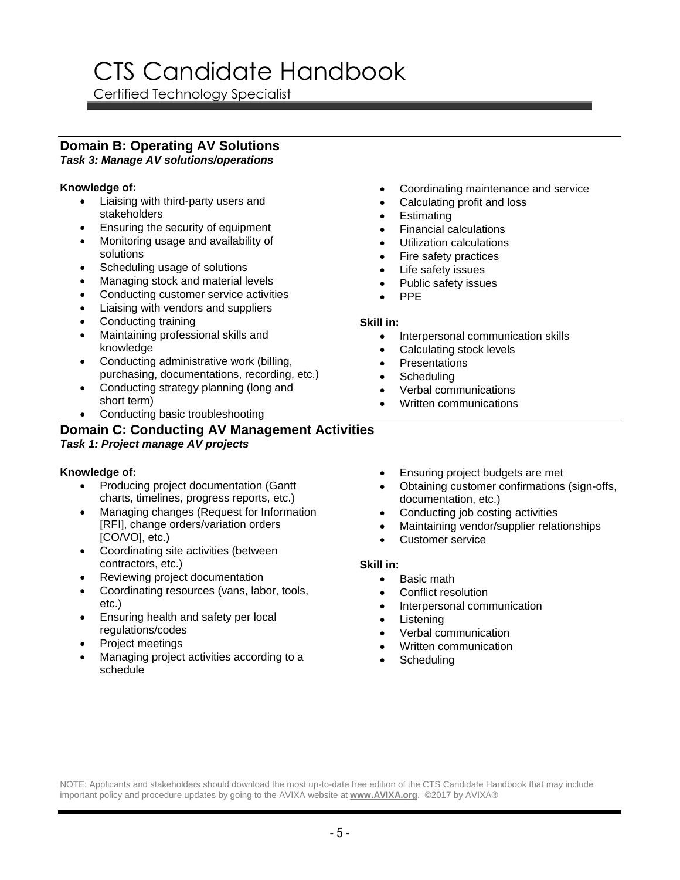## Domain B: Operating AV Solutions

***Task 3: Manage AV solutions/operations***

**Knowledge of:**

- Liaising with third-party users and stakeholders
- Ensuring the security of equipment
- Monitoring usage and availability of solutions
- Scheduling usage of solutions
- Managing stock and material levels
- Conducting customer service activities
- Liaising with vendors and suppliers
- Conducting training
- Maintaining professional skills and knowledge
- Conducting administrative work (billing, purchasing, documentations, recording, etc.)
- Conducting strategy planning (long and short term)
- Conducting basic troubleshooting
- Coordinating maintenance and service
- Calculating profit and loss
- Estimating
- Financial calculations
- Utilization calculations
- Fire safety practices
- Life safety issues
- Public safety issues
- PPE

**Skill in:**

- Interpersonal communication skills
- Calculating stock levels
- Presentations
- Scheduling
- Verbal communications
- Written communications

## Domain C: Conducting AV Management Activities

***Task 1: Project manage AV projects***

**Knowledge of:**

- Producing project documentation (Gantt charts, timelines, progress reports, etc.)
- Managing changes (Request for Information [RFI], change orders/variation orders [CO/VO], etc.)
- Coordinating site activities (between contractors, etc.)
- Reviewing project documentation
- Coordinating resources (vans, labor, tools, etc.)
- Ensuring health and safety per local regulations/codes
- Project meetings
- Managing project activities according to a schedule
- Ensuring project budgets are met
- Obtaining customer confirmations (sign-offs, documentation, etc.)
- Conducting job costing activities
- Maintaining vendor/supplier relationships
- Customer service

**Skill in:**

- Basic math
- Conflict resolution
- Interpersonal communication
- Listening
- Verbal communication
- Written communication
- Scheduling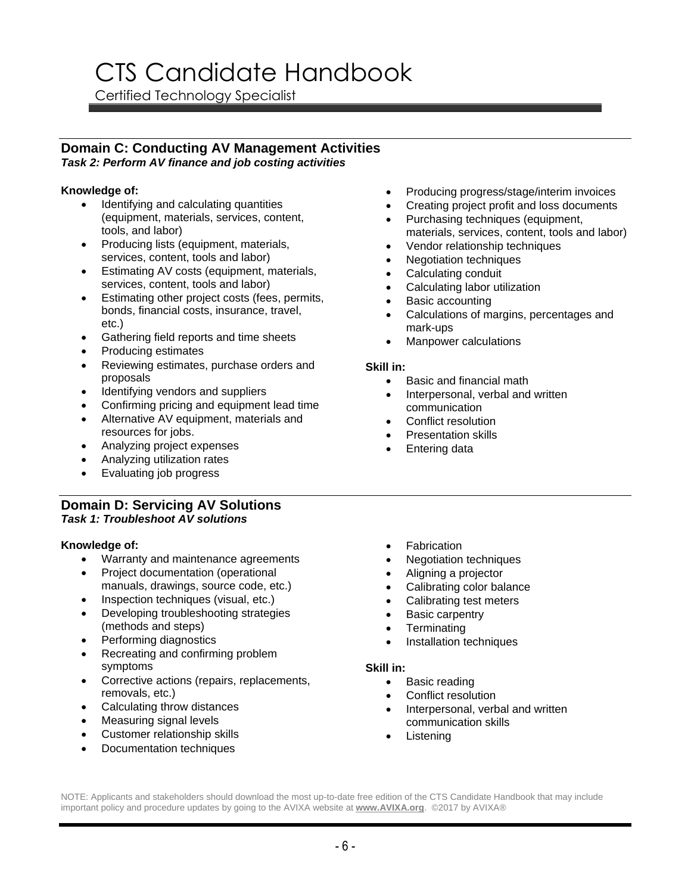## Domain C: Conducting AV Management Activities

***Task 2: Perform AV finance and job costing activities***

**Knowledge of:**

- Identifying and calculating quantities (equipment, materials, services, content, tools, and labor)
- Producing lists (equipment, materials, services, content, tools and labor)
- Estimating AV costs (equipment, materials, services, content, tools and labor)
- Estimating other project costs (fees, permits, bonds, financial costs, insurance, travel, etc.)
- Gathering field reports and time sheets
- Producing estimates
- Reviewing estimates, purchase orders and proposals
- Identifying vendors and suppliers
- Confirming pricing and equipment lead time
- Alternative AV equipment, materials and resources for jobs.
- Analyzing project expenses
- Analyzing utilization rates
- Evaluating job progress
- Producing progress/stage/interim invoices
- Creating project profit and loss documents
- Purchasing techniques (equipment, materials, services, content, tools and labor)
- Vendor relationship techniques
- Negotiation techniques
- Calculating conduit
- Calculating labor utilization
- Basic accounting
- Calculations of margins, percentages and mark-ups
- Manpower calculations

**Skill in:**

- Basic and financial math
- Interpersonal, verbal and written communication
- Conflict resolution
- Presentation skills
- Entering data

## Domain D: Servicing AV Solutions

***Task 1: Troubleshoot AV solutions***

**Knowledge of:**

- Warranty and maintenance agreements
- Project documentation (operational manuals, drawings, source code, etc.)
- Inspection techniques (visual, etc.)
- Developing troubleshooting strategies (methods and steps)
- Performing diagnostics
- Recreating and confirming problem symptoms
- Corrective actions (repairs, replacements, removals, etc.)
- Calculating throw distances
- Measuring signal levels
- Customer relationship skills
- Documentation techniques
- Fabrication
- Negotiation techniques
- Aligning a projector
- Calibrating color balance
- Calibrating test meters
- Basic carpentry
- Terminating
- Installation techniques

**Skill in:**

- Basic reading
- Conflict resolution
- Interpersonal, verbal and written communication skills
- Listening

NOTE: Applicants and stakeholders should download the most up-to-date free edition of the CTS Candidate Handbook that may include important policy and procedure updates by going to the AVIXA website at **www.AVIXA.org**. ©2017 by AVIXA®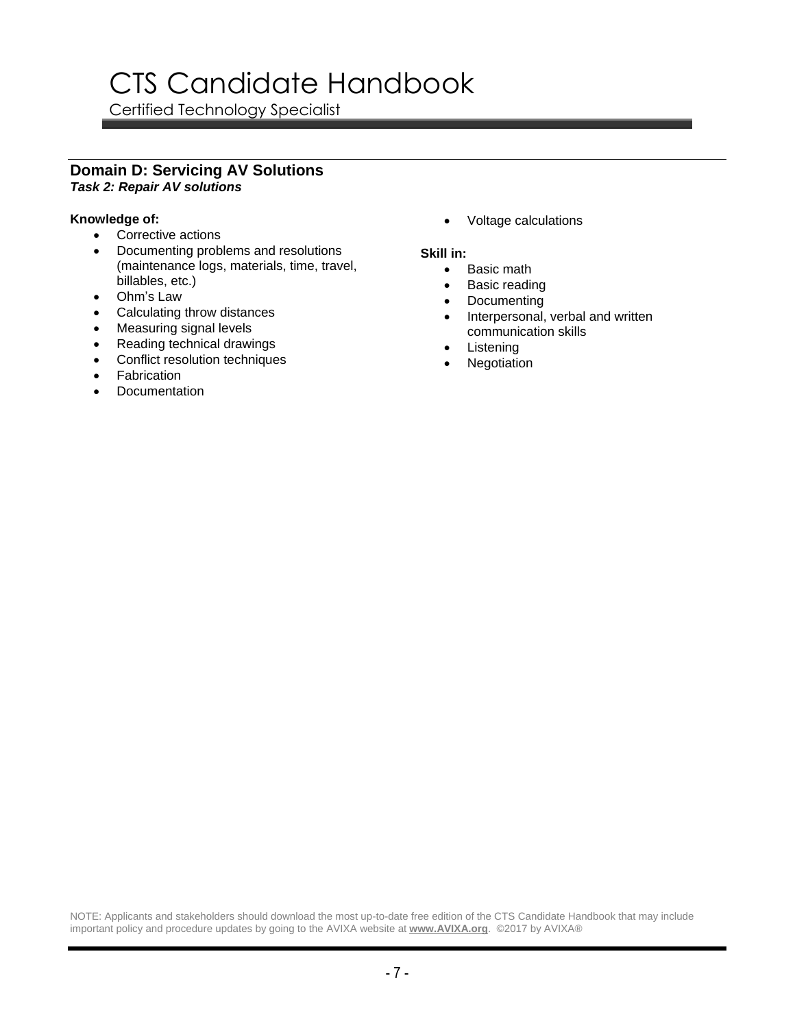## Domain D: Servicing AV Solutions

***Task 2: Repair AV solutions***

**Knowledge of:**

- Corrective actions
- Documenting problems and resolutions (maintenance logs, materials, time, travel, billables, etc.)
- Ohm's Law
- Calculating throw distances
- Measuring signal levels
- Reading technical drawings
- Conflict resolution techniques
- Fabrication
- Documentation
- Voltage calculations

**Skill in:**

- Basic math
- Basic reading
- Documenting
- Interpersonal, verbal and written communication skills
- Listening
- Negotiation

NOTE: Applicants and stakeholders should download the most up-to-date free edition of the CTS Candidate Handbook that may include important policy and procedure updates by going to the AVIXA website at **www.AVIXA.org**. ©2017 by AVIXA®